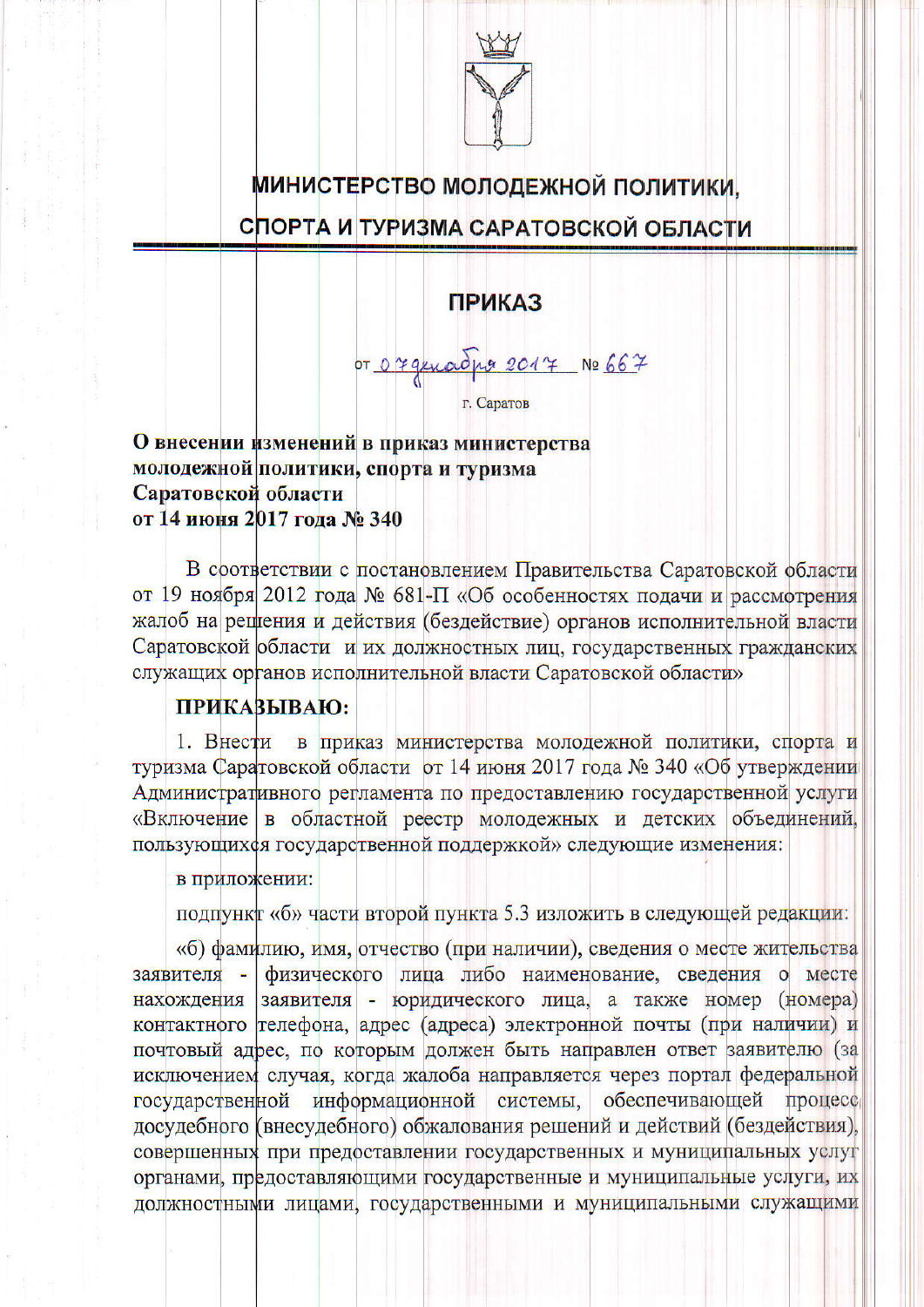# МИНИСТЕРСТВО МОЛОДЕЖНОЙ ПОЛИТИКИ, СПОРТА И ТУРИЗМА САРАТОВСКОЙ ОБЛАСТИ

## ПРИКАЗ

от 07 декабря 2017 № 667

г. Саратов

**О внесении изменений в приказ министерства молодежной политики, спорта и туризма Саратовской области от 14 июня 2017 года № 340**

В соответствии с постановлением Правительства Саратовской области от 19 ноября 2012 года № 681-П «Об особенностях подачи и рассмотрения жалоб на решения и действия (бездействие) органов исполнительной власти Саратовской области и их должностных лиц, государственных гражданских служащих органов исполнительной власти Саратовской области»

**ПРИКАЗЫВАЮ:**

1. Внести в приказ министерства молодежной политики, спорта и туризма Саратовской области от 14 июня 2017 года № 340 «Об утверждении Административного регламента по предоставлению государственной услуги «Включение в областной реестр молодежных и детских объединений, пользующихся государственной поддержкой» следующие изменения:

в приложении:

подпункт «б» части второй пункта 5.3 изложить в следующей редакции:

«б) фамилию, имя, отчество (при наличии), сведения о месте жительства заявителя - физического лица либо наименование, сведения о месте нахождения заявителя - юридического лица, а также номер (номера) контактного телефона, адрес (адреса) электронной почты (при наличии) и почтовый адрес, по которым должен быть направлен ответ заявителю (за исключением случая, когда жалоба направляется через портал федеральной государственной информационной системы, обеспечивающей процесс досудебного (внесудебного) обжалования решений и действий (бездействия), совершенных при предоставлении государственных и муниципальных услуг органами, предоставляющими государственные и муниципальные услуги, их должностными лицами, государственными и муниципальными служащими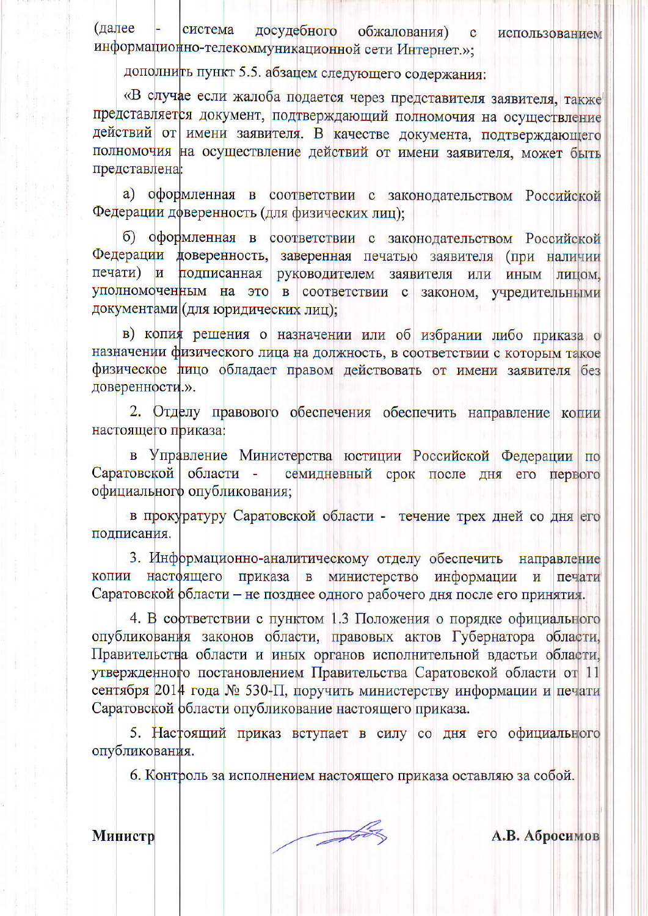(далее - система досудебного обжалования) с использованием информационно-телекоммуникационной сети Интернет.»;

дополнить пункт 5.5. абзацем следующего содержания:

«В случае если жалоба подается через представителя заявителя, также представляется документ, подтверждающий полномочия на осуществление действий от имени заявителя. В качестве документа, подтверждающего полномочия на осуществление действий от имени заявителя, может быть представлена:

а) оформленная в соответствии с законодательством Российской Федерации доверенность (для физических лиц);

б) оформленная в соответствии с законодательством Российской Федерации доверенность, заверенная печатью заявителя (при наличии печати) и подписанная руководителем заявителя или иным лицом, уполномоченным на это в соответствии с законом, учредительными документами (для юридических лиц);

в) копия решения о назначении или об избрании либо приказа о назначении физического лица на должность, в соответствии с которым такое физическое лицо обладает правом действовать от имени заявителя без доверенности.».

2. Отделу правового обеспечения обеспечить направление копии настоящего приказа:

в Управление Министерства юстиции Российской Федерации по Саратовской области - семидневный срок после дня его первого официального опубликования;

в прокуратуру Саратовской области - течение трех дней со дня его подписания.

3. Информационно-аналитическому отделу обеспечить направление копии настоящего приказа в министерство информации и печати Саратовской области – не позднее одного рабочего дня после его принятия.

4. В соответствии с пунктом 1.3 Положения о порядке официального опубликования законов области, правовых актов Губернатора области, Правительства области и иных органов исполнительной вдастьи области, утвержденного постановлением Правительства Саратовской области от 11 сентября 2014 года № 530-П, поручить министерству информации и печати Саратовской области опубликование настоящего приказа.

5. Настоящий приказ вступает в силу со дня его официального опубликования.

6. Контроль за исполнением настоящего приказа оставляю за собой.

**Министр** **А.В. Абросимов**